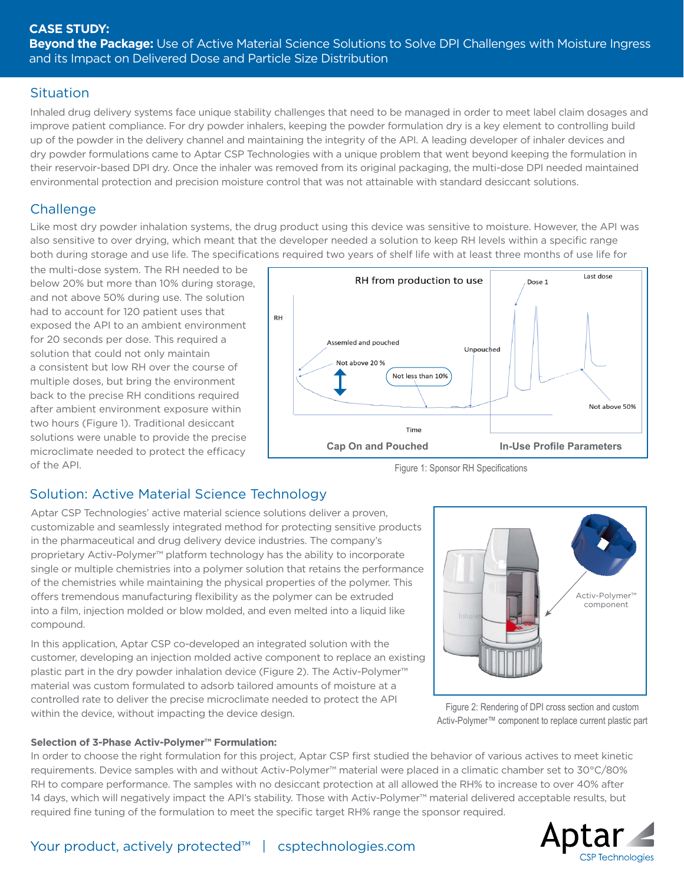**CASE STUDY:**

# **Beyond the Package:** Use of Active Material Science Solutions to Solve DPI Challenges with Moisture Ingress and its Impact on Delivered Dose and Particle Size Distribution

## Situation

Inhaled drug delivery systems face unique stability challenges that need to be managed in order to meet label claim dosages and improve patient compliance. For dry powder inhalers, keeping the powder formulation dry is a key element to controlling build up of the powder in the delivery channel and maintaining the integrity of the API. A leading developer of inhaler devices and dry powder formulations came to Aptar CSP Technologies with a unique problem that went beyond keeping the formulation in their reservoir-based DPI dry. Once the inhaler was removed from its original packaging, the multi-dose DPI needed maintained environmental protection and precision moisture control that was not attainable with standard desiccant solutions.

## Challenge

Like most dry powder inhalation systems, the drug product using this device was sensitive to moisture. However, the API was also sensitive to over drying, which meant that the developer needed a solution to keep RH levels within a specific range both during storage and use life. The specifications required two years of shelf life with at least three months of use life for the multi-dose system. The RH needed to be below 20% but more than 10% during storage, and not above 50% during use. The solution had to account for 120 patient uses that exposed the API to an ambient environment for 20 seconds per dose. This required a solution that could not only maintain a consistent but low RH over the course of multiple doses, but bring the environment back to the precise RH conditions required after ambient environment exposure within two hours (Figure 1). Traditional desiccant solutions were unable to provide the precise microclimate needed to protect the efficacy of the API.

Figure 1: Sponsor RH Specifications

## Solution: Active Material Science Technology

Aptar CSP Technologies' active material science solutions deliver a proven, customizable and seamlessly integrated method for protecting sensitive products in the pharmaceutical and drug delivery device industries. The company's proprietary Activ-Polymer™ platform technology has the ability to incorporate single or multiple chemistries into a polymer solution that retains the performance of the chemistries while maintaining the physical properties of the polymer. This offers tremendous manufacturing flexibility as the polymer can be extruded into a film, injection molded or blow molded, and even melted into a liquid like compound.

In this application, Aptar CSP co-developed an integrated solution with the customer, developing an injection molded active component to replace an existing plastic part in the dry powder inhalation device (Figure 2). The Activ-Polymer™ material was custom formulated to adsorb tailored amounts of moisture at a controlled rate to deliver the precise microclimate needed to protect the API within the device, without impacting the device design.

Figure 2: Rendering of DPI cross section and custom Activ-Polymer™ component to replace current plastic part

**Selection of 3-Phase Activ-Polymer™ Formulation:**

In order to choose the right formulation for this project, Aptar CSP first studied the behavior of various actives to meet kinetic requirements. Device samples with and without Activ-Polymer™ material were placed in a climatic chamber set to 30°C/80% RH to compare performance. The samples with no desiccant protection at all allowed the RH% to increase to over 40% after 14 days, which will negatively impact the API's stability. Those with Activ-Polymer™ material delivered acceptable results, but required fine tuning of the formulation to meet the specific target RH% range the sponsor required.

Your product, actively protected™ | csptechnologies.com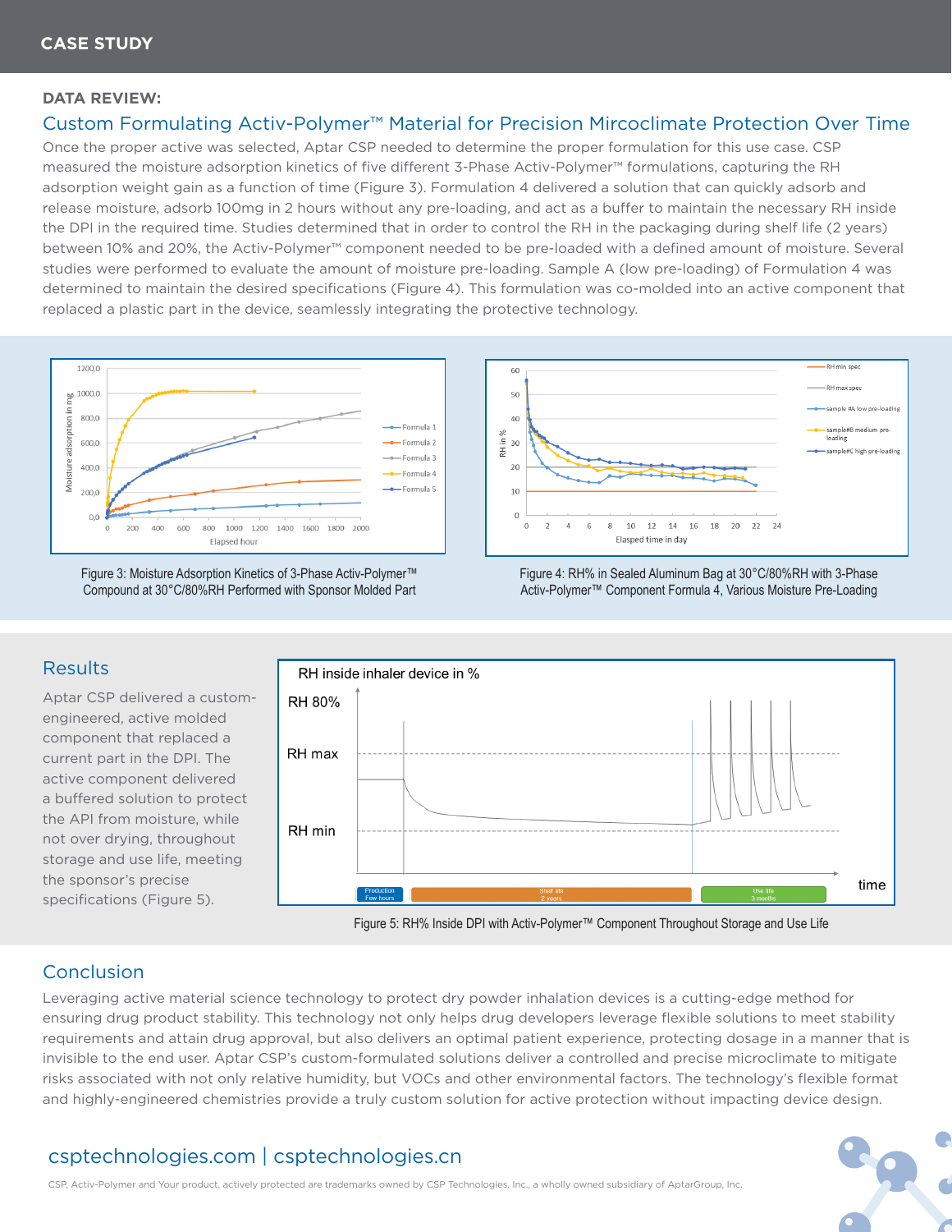## CASE STUDY

### DATA REVIEW:

## Custom Formulating Activ-Polymer™ Material for Precision Mircoclimate Protection Over Time

Once the proper active was selected, Aptar CSP needed to determine the proper formulation for this use case. CSP measured the moisture adsorption kinetics of five different 3-Phase Activ-Polymer™ formulations, capturing the RH adsorption weight gain as a function of time (Figure 3). Formulation 4 delivered a solution that can quickly adsorb and release moisture, adsorb 100mg in 2 hours without any pre-loading, and act as a buffer to maintain the necessary RH inside the DPI in the required time. Studies determined that in order to control the RH in the packaging during shelf life (2 years) between 10% and 20%, the Activ-Polymer™ component needed to be pre-loaded with a defined amount of moisture. Several studies were performed to evaluate the amount of moisture pre-loading. Sample A (low pre-loading) of Formulation 4 was determined to maintain the desired specifications (Figure 4). This formulation was co-molded into an active component that replaced a plastic part in the device, seamlessly integrating the protective technology.

Moisture adsorption in mg
1200,0
1000,0
800,0
600,0
400,0
200,0
0,0
0 200 400 600 800 1000 1200 1400 1600 1800 2000
Elapsed hour
Formula 1
Formula 2
Formula 3
Formula 4
Formula 5

Figure 3: Moisture Adsorption Kinetics of 3-Phase Activ-Polymer™ Compound at 30°C/80%RH Performed with Sponsor Molded Part

RH in %
60
50
40
30
20
10
0
0 2 4 6 8 10 12 14 16 18 20 22 24
Elasped time in day
RH min spec
RH max spec
sample #A low pre-loading
sample#B medium pre-loading
sample#C high pre-loading

Figure 4: RH% in Sealed Aluminum Bag at 30°C/80%RH with 3-Phase Activ-Polymer™ Component Formula 4, Various Moisture Pre-Loading

## Results

Aptar CSP delivered a custom-engineered, active molded component that replaced a current part in the DPI. The active component delivered a buffered solution to protect the API from moisture, while not over drying, throughout storage and use life, meeting the sponsor's precise specifications (Figure 5).

RH inside inhaler device in %
RH 80%
RH max
RH min
time
Production
Few hours
Shelf life
2 years
Use life
3 months

Figure 5: RH% Inside DPI with Activ-Polymer™ Component Throughout Storage and Use Life

## Conclusion

Leveraging active material science technology to protect dry powder inhalation devices is a cutting-edge method for ensuring drug product stability. This technology not only helps drug developers leverage flexible solutions to meet stability requirements and attain drug approval, but also delivers an optimal patient experience, protecting dosage in a manner that is invisible to the end user. Aptar CSP's custom-formulated solutions deliver a controlled and precise microclimate to mitigate risks associated with not only relative humidity, but VOCs and other environmental factors. The technology's flexible format and highly-engineered chemistries provide a truly custom solution for active protection without impacting device design.

csptechnologies.com | csptechnologies.cn

CSP, Activ-Polymer and Your product, actively protected are trademarks owned by CSP Technologies, Inc., a wholly owned subsidiary of AptarGroup, Inc.